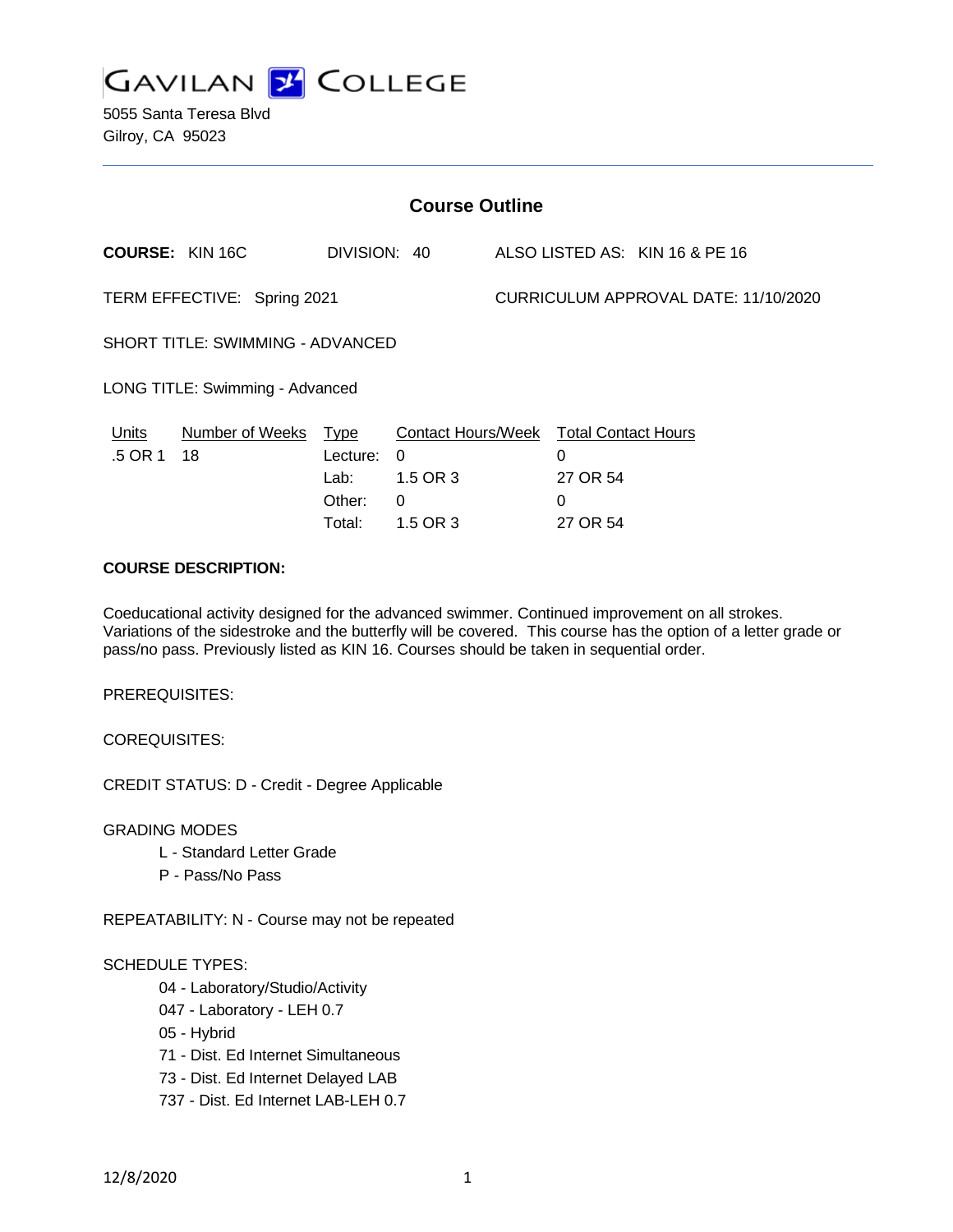# GAVILAN COLLEGE

5055 Santa Teresa Blvd
Gilroy, CA 95023

## Course Outline

**COURSE:** KIN 16C DIVISION: 40 ALSO LISTED AS: KIN 16 & PE 16

TERM EFFECTIVE: Spring 2021 CURRICULUM APPROVAL DATE: 11/10/2020

SHORT TITLE: SWIMMING - ADVANCED

LONG TITLE: Swimming - Advanced

| Units | Number of Weeks | Type | Contact Hours/Week | Total Contact Hours |
|---|---|---|---|---|
| .5 OR 1 | 18 | Lecture: | 0 | 0 |
| | | Lab: | 1.5 OR 3 | 27 OR 54 |
| | | Other: | 0 | 0 |
| | | Total: | 1.5 OR 3 | 27 OR 54 |

**COURSE DESCRIPTION:**

Coeducational activity designed for the advanced swimmer. Continued improvement on all strokes. Variations of the sidestroke and the butterfly will be covered. This course has the option of a letter grade or pass/no pass. Previously listed as KIN 16. Courses should be taken in sequential order.

PREREQUISITES:

COREQUISITES:

CREDIT STATUS: D - Credit - Degree Applicable

GRADING MODES

- L - Standard Letter Grade
- P - Pass/No Pass

REPEATABILITY: N - Course may not be repeated

SCHEDULE TYPES:

- 04 - Laboratory/Studio/Activity
- 047 - Laboratory - LEH 0.7
- 05 - Hybrid
- 71 - Dist. Ed Internet Simultaneous
- 73 - Dist. Ed Internet Delayed LAB
- 737 - Dist. Ed Internet LAB-LEH 0.7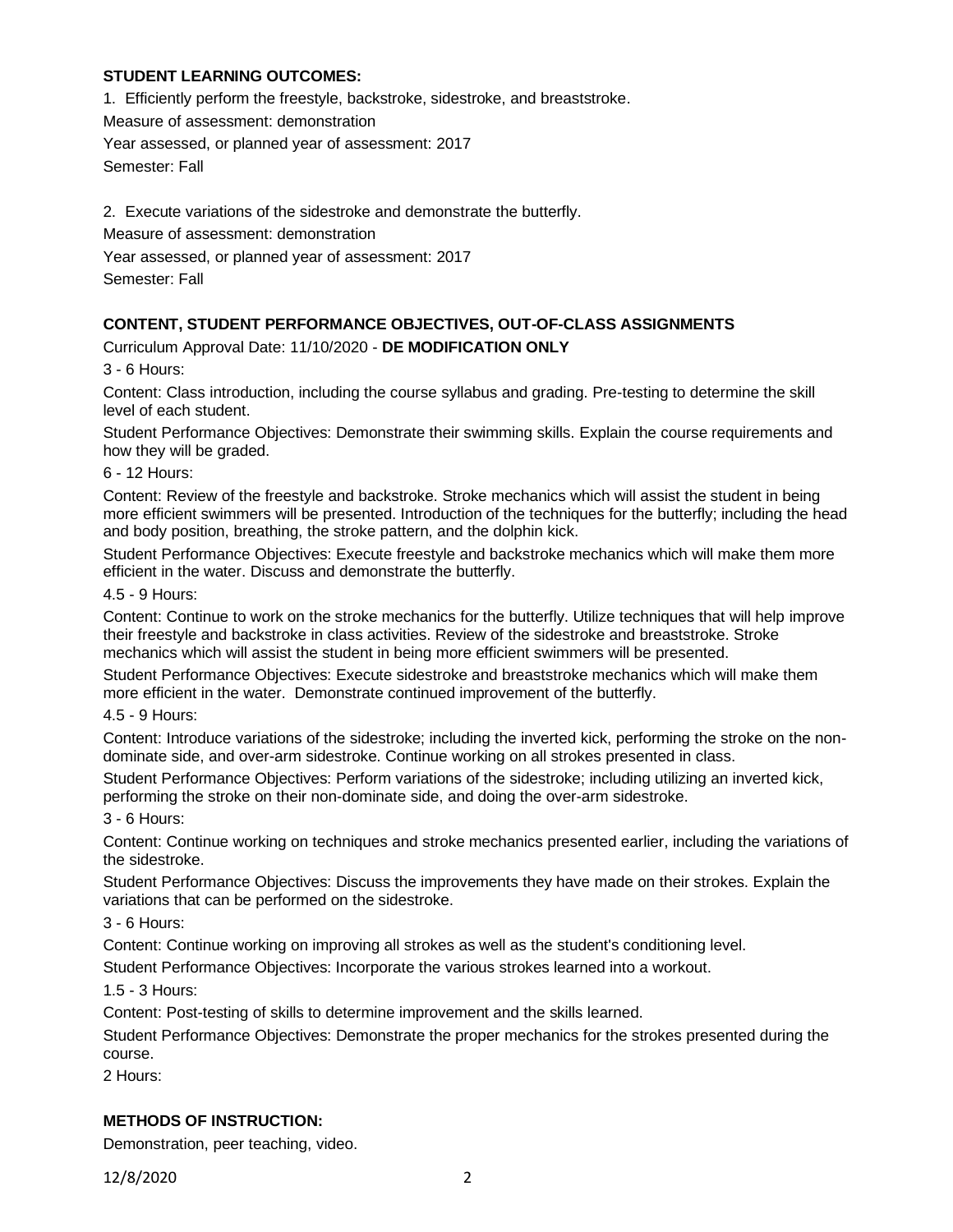**STUDENT LEARNING OUTCOMES:**

1. Efficiently perform the freestyle, backstroke, sidestroke, and breaststroke.

Measure of assessment: demonstration

Year assessed, or planned year of assessment: 2017

Semester: Fall

2. Execute variations of the sidestroke and demonstrate the butterfly.

Measure of assessment: demonstration

Year assessed, or planned year of assessment: 2017

Semester: Fall

**CONTENT, STUDENT PERFORMANCE OBJECTIVES, OUT-OF-CLASS ASSIGNMENTS**

Curriculum Approval Date: 11/10/2020 - **DE MODIFICATION ONLY**

3 - 6 Hours:

Content: Class introduction, including the course syllabus and grading. Pre-testing to determine the skill level of each student.

Student Performance Objectives: Demonstrate their swimming skills. Explain the course requirements and how they will be graded.

6 - 12 Hours:

Content: Review of the freestyle and backstroke. Stroke mechanics which will assist the student in being more efficient swimmers will be presented. Introduction of the techniques for the butterfly; including the head and body position, breathing, the stroke pattern, and the dolphin kick.

Student Performance Objectives: Execute freestyle and backstroke mechanics which will make them more efficient in the water. Discuss and demonstrate the butterfly.

4.5 - 9 Hours:

Content: Continue to work on the stroke mechanics for the butterfly. Utilize techniques that will help improve their freestyle and backstroke in class activities. Review of the sidestroke and breaststroke. Stroke mechanics which will assist the student in being more efficient swimmers will be presented.

Student Performance Objectives: Execute sidestroke and breaststroke mechanics which will make them more efficient in the water. Demonstrate continued improvement of the butterfly.

4.5 - 9 Hours:

Content: Introduce variations of the sidestroke; including the inverted kick, performing the stroke on the non-dominate side, and over-arm sidestroke. Continue working on all strokes presented in class.

Student Performance Objectives: Perform variations of the sidestroke; including utilizing an inverted kick, performing the stroke on their non-dominate side, and doing the over-arm sidestroke.

3 - 6 Hours:

Content: Continue working on techniques and stroke mechanics presented earlier, including the variations of the sidestroke.

Student Performance Objectives: Discuss the improvements they have made on their strokes. Explain the variations that can be performed on the sidestroke.

3 - 6 Hours:

Content: Continue working on improving all strokes as well as the student's conditioning level.

Student Performance Objectives: Incorporate the various strokes learned into a workout.

1.5 - 3 Hours:

Content: Post-testing of skills to determine improvement and the skills learned.

Student Performance Objectives: Demonstrate the proper mechanics for the strokes presented during the course.

2 Hours:

**METHODS OF INSTRUCTION:**

Demonstration, peer teaching, video.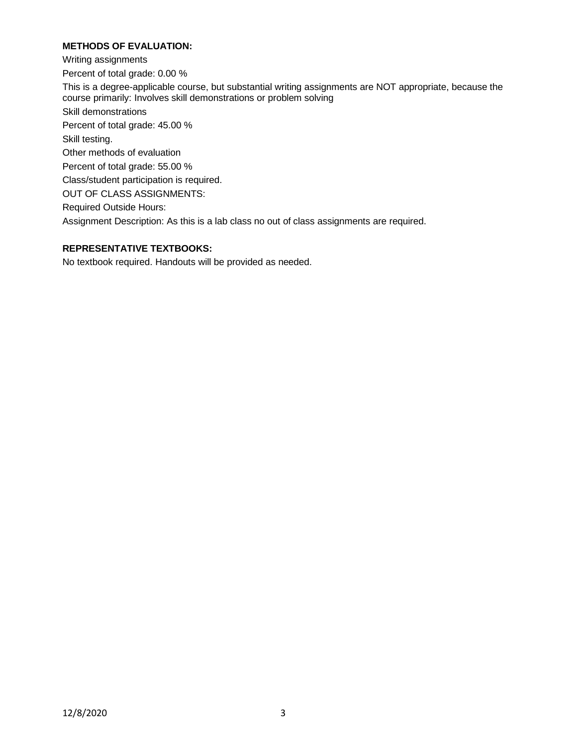**METHODS OF EVALUATION:**

Writing assignments

Percent of total grade: 0.00 %

This is a degree-applicable course, but substantial writing assignments are NOT appropriate, because the course primarily: Involves skill demonstrations or problem solving

Skill demonstrations

Percent of total grade: 45.00 %

Skill testing.

Other methods of evaluation

Percent of total grade: 55.00 %

Class/student participation is required.

OUT OF CLASS ASSIGNMENTS:

Required Outside Hours:

Assignment Description: As this is a lab class no out of class assignments are required.

**REPRESENTATIVE TEXTBOOKS:**

No textbook required. Handouts will be provided as needed.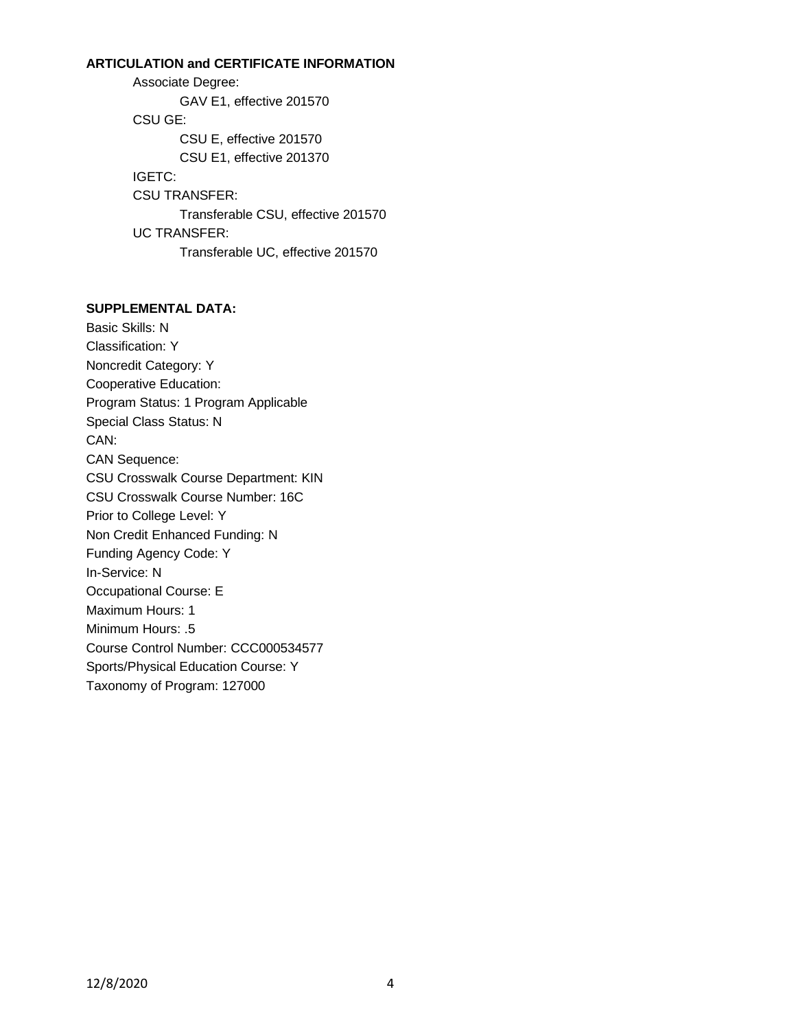**ARTICULATION and CERTIFICATE INFORMATION**

Associate Degree:
- GAV E1, effective 201570

CSU GE:
- CSU E, effective 201570
- CSU E1, effective 201370

IGETC:

CSU TRANSFER:
- Transferable CSU, effective 201570

UC TRANSFER:
- Transferable UC, effective 201570

**SUPPLEMENTAL DATA:**

Basic Skills: N
Classification: Y
Noncredit Category: Y
Cooperative Education:
Program Status: 1 Program Applicable
Special Class Status: N
CAN:
CAN Sequence:
CSU Crosswalk Course Department: KIN
CSU Crosswalk Course Number: 16C
Prior to College Level: Y
Non Credit Enhanced Funding: N
Funding Agency Code: Y
In-Service: N
Occupational Course: E
Maximum Hours: 1
Minimum Hours: .5
Course Control Number: CCC000534577
Sports/Physical Education Course: Y
Taxonomy of Program: 127000